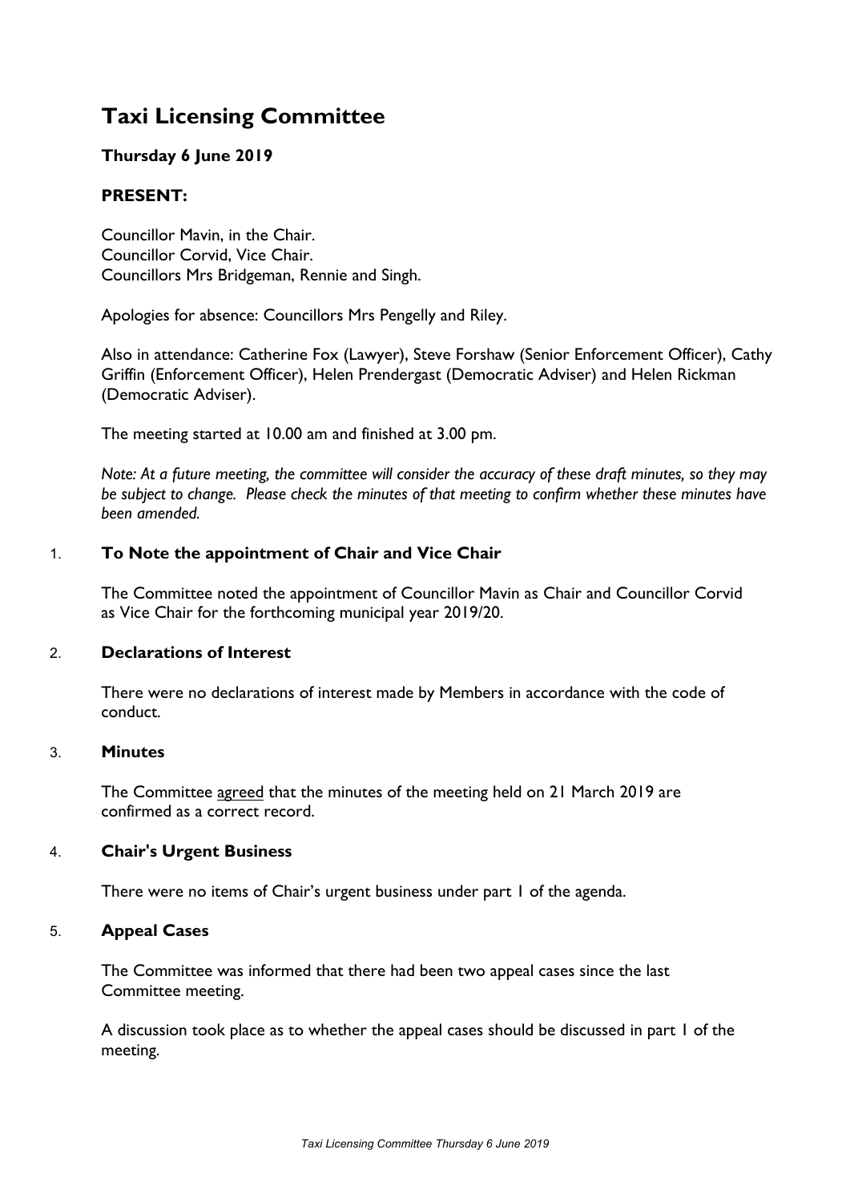# Taxi Licensing Committee

**Thursday 6 June 2019**

**PRESENT:**

Councillor Mavin, in the Chair.
Councillor Corvid, Vice Chair.
Councillors Mrs Bridgeman, Rennie and Singh.

Apologies for absence: Councillors Mrs Pengelly and Riley.

Also in attendance: Catherine Fox (Lawyer), Steve Forshaw (Senior Enforcement Officer), Cathy Griffin (Enforcement Officer), Helen Prendergast (Democratic Adviser) and Helen Rickman (Democratic Adviser).

The meeting started at 10.00 am and finished at 3.00 pm.

*Note: At a future meeting, the committee will consider the accuracy of these draft minutes, so they may be subject to change. Please check the minutes of that meeting to confirm whether these minutes have been amended.*

### 1. To Note the appointment of Chair and Vice Chair

The Committee noted the appointment of Councillor Mavin as Chair and Councillor Corvid as Vice Chair for the forthcoming municipal year 2019/20.

### 2. Declarations of Interest

There were no declarations of interest made by Members in accordance with the code of conduct.

### 3. Minutes

The Committee agreed that the minutes of the meeting held on 21 March 2019 are confirmed as a correct record.

### 4. Chair's Urgent Business

There were no items of Chair's urgent business under part 1 of the agenda.

### 5. Appeal Cases

The Committee was informed that there had been two appeal cases since the last Committee meeting.

A discussion took place as to whether the appeal cases should be discussed in part 1 of the meeting.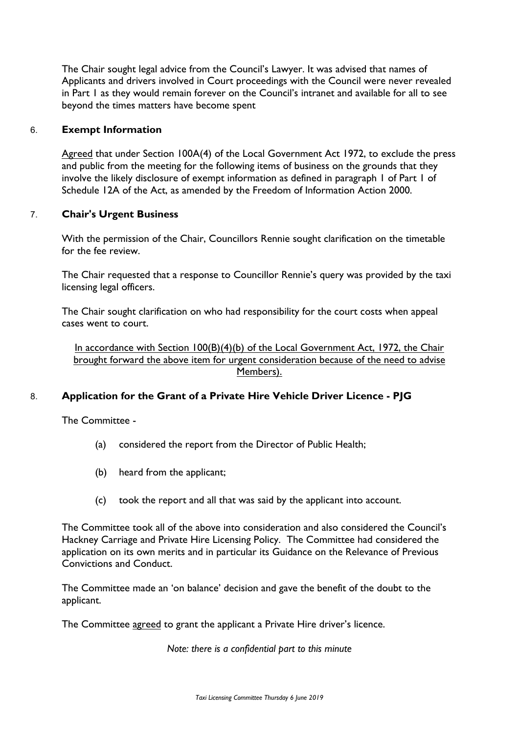The Chair sought legal advice from the Council's Lawyer. It was advised that names of Applicants and drivers involved in Court proceedings with the Council were never revealed in Part 1 as they would remain forever on the Council's intranet and available for all to see beyond the times matters have become spent

## 6. Exempt Information

Agreed that under Section 100A(4) of the Local Government Act 1972, to exclude the press and public from the meeting for the following items of business on the grounds that they involve the likely disclosure of exempt information as defined in paragraph 1 of Part 1 of Schedule 12A of the Act, as amended by the Freedom of Information Action 2000.

## 7. Chair's Urgent Business

With the permission of the Chair, Councillors Rennie sought clarification on the timetable for the fee review.

The Chair requested that a response to Councillor Rennie's query was provided by the taxi licensing legal officers.

The Chair sought clarification on who had responsibility for the court costs when appeal cases went to court.

In accordance with Section 100(B)(4)(b) of the Local Government Act, 1972, the Chair brought forward the above item for urgent consideration because of the need to advise Members).

## 8. Application for the Grant of a Private Hire Vehicle Driver Licence - PJG

The Committee -

- (a) considered the report from the Director of Public Health;
- (b) heard from the applicant;
- (c) took the report and all that was said by the applicant into account.

The Committee took all of the above into consideration and also considered the Council's Hackney Carriage and Private Hire Licensing Policy. The Committee had considered the application on its own merits and in particular its Guidance on the Relevance of Previous Convictions and Conduct.

The Committee made an 'on balance' decision and gave the benefit of the doubt to the applicant.

The Committee agreed to grant the applicant a Private Hire driver's licence.

*Note: there is a confidential part to this minute*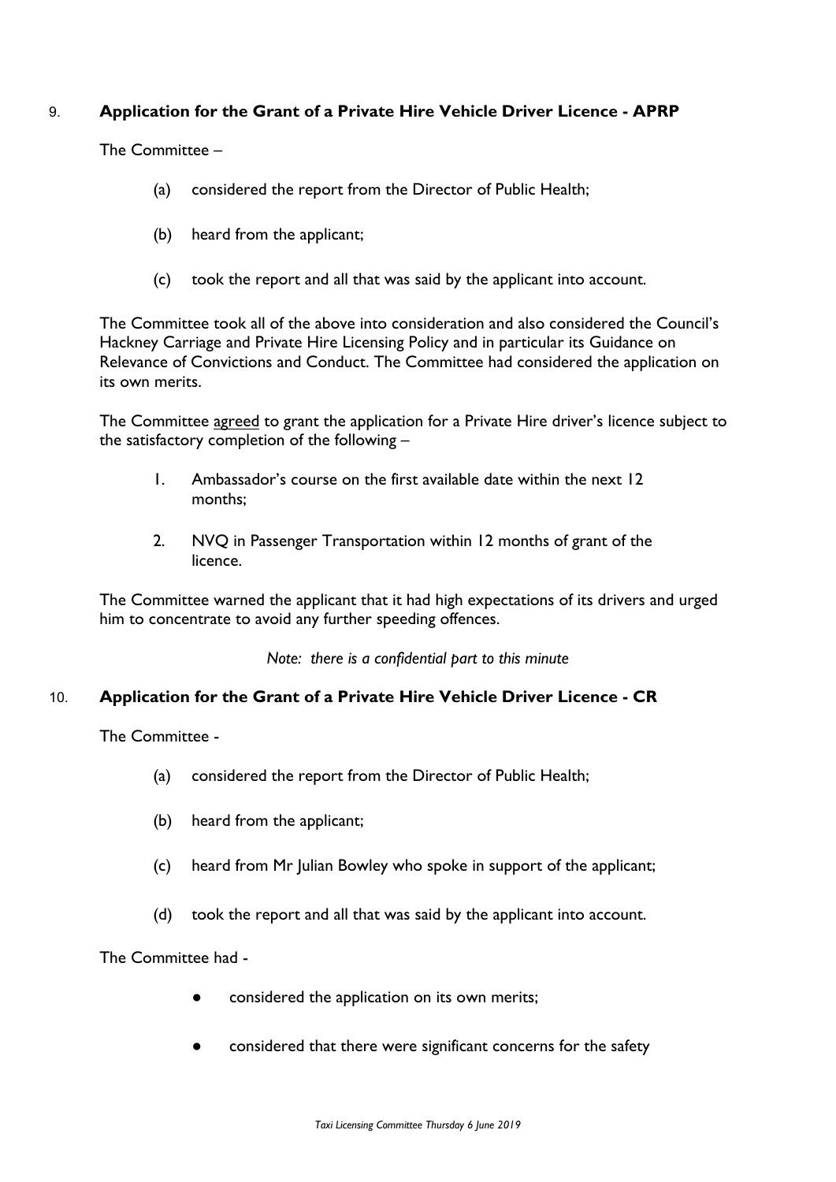## 9. Application for the Grant of a Private Hire Vehicle Driver Licence - APRP

The Committee –

(a) considered the report from the Director of Public Health;

(b) heard from the applicant;

(c) took the report and all that was said by the applicant into account.

The Committee took all of the above into consideration and also considered the Council's Hackney Carriage and Private Hire Licensing Policy and in particular its Guidance on Relevance of Convictions and Conduct. The Committee had considered the application on its own merits.

The Committee agreed to grant the application for a Private Hire driver's licence subject to the satisfactory completion of the following –

1. Ambassador's course on the first available date within the next 12 months;

2. NVQ in Passenger Transportation within 12 months of grant of the licence.

The Committee warned the applicant that it had high expectations of its drivers and urged him to concentrate to avoid any further speeding offences.

*Note: there is a confidential part to this minute*

## 10. Application for the Grant of a Private Hire Vehicle Driver Licence - CR

The Committee -

(a) considered the report from the Director of Public Health;

(b) heard from the applicant;

(c) heard from Mr Julian Bowley who spoke in support of the applicant;

(d) took the report and all that was said by the applicant into account.

The Committee had -

- considered the application on its own merits;

- considered that there were significant concerns for the safety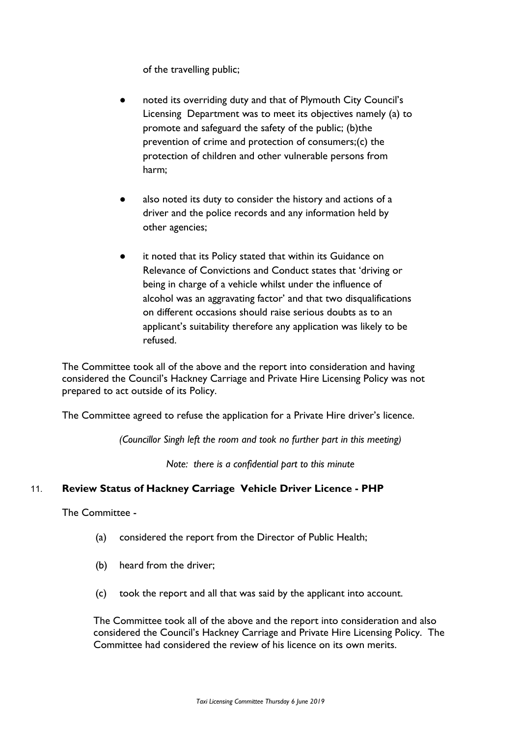of the travelling public;

- noted its overriding duty and that of Plymouth City Council's Licensing Department was to meet its objectives namely (a) to promote and safeguard the safety of the public; (b)the prevention of crime and protection of consumers;(c) the protection of children and other vulnerable persons from harm;

- also noted its duty to consider the history and actions of a driver and the police records and any information held by other agencies;

- it noted that its Policy stated that within its Guidance on Relevance of Convictions and Conduct states that 'driving or being in charge of a vehicle whilst under the influence of alcohol was an aggravating factor' and that two disqualifications on different occasions should raise serious doubts as to an applicant's suitability therefore any application was likely to be refused.

The Committee took all of the above and the report into consideration and having considered the Council's Hackney Carriage and Private Hire Licensing Policy was not prepared to act outside of its Policy.

The Committee agreed to refuse the application for a Private Hire driver's licence.

*(Councillor Singh left the room and took no further part in this meeting)*

*Note: there is a confidential part to this minute*

## 11. Review Status of Hackney Carriage Vehicle Driver Licence - PHP

The Committee -

(a) considered the report from the Director of Public Health;

(b) heard from the driver;

(c) took the report and all that was said by the applicant into account.

The Committee took all of the above and the report into consideration and also considered the Council's Hackney Carriage and Private Hire Licensing Policy. The Committee had considered the review of his licence on its own merits.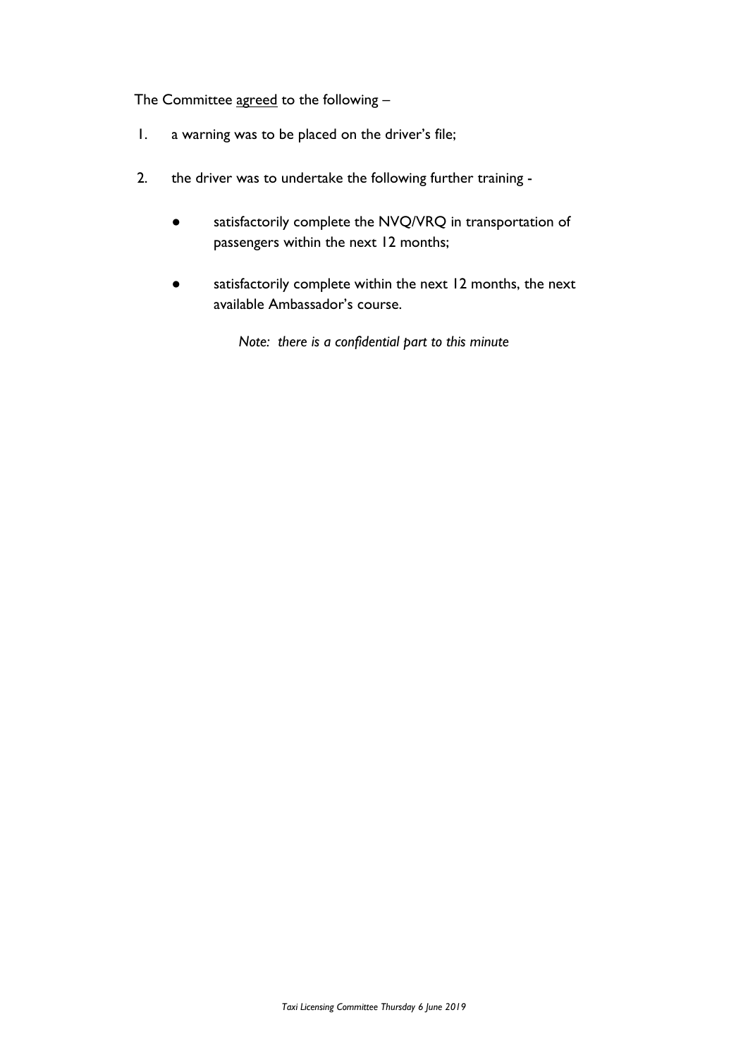The Committee agreed to the following –

1. a warning was to be placed on the driver's file;

2. the driver was to undertake the following further training -

   - satisfactorily complete the NVQ/VRQ in transportation of passengers within the next 12 months;

   - satisfactorily complete within the next 12 months, the next available Ambassador's course.

*Note: there is a confidential part to this minute*